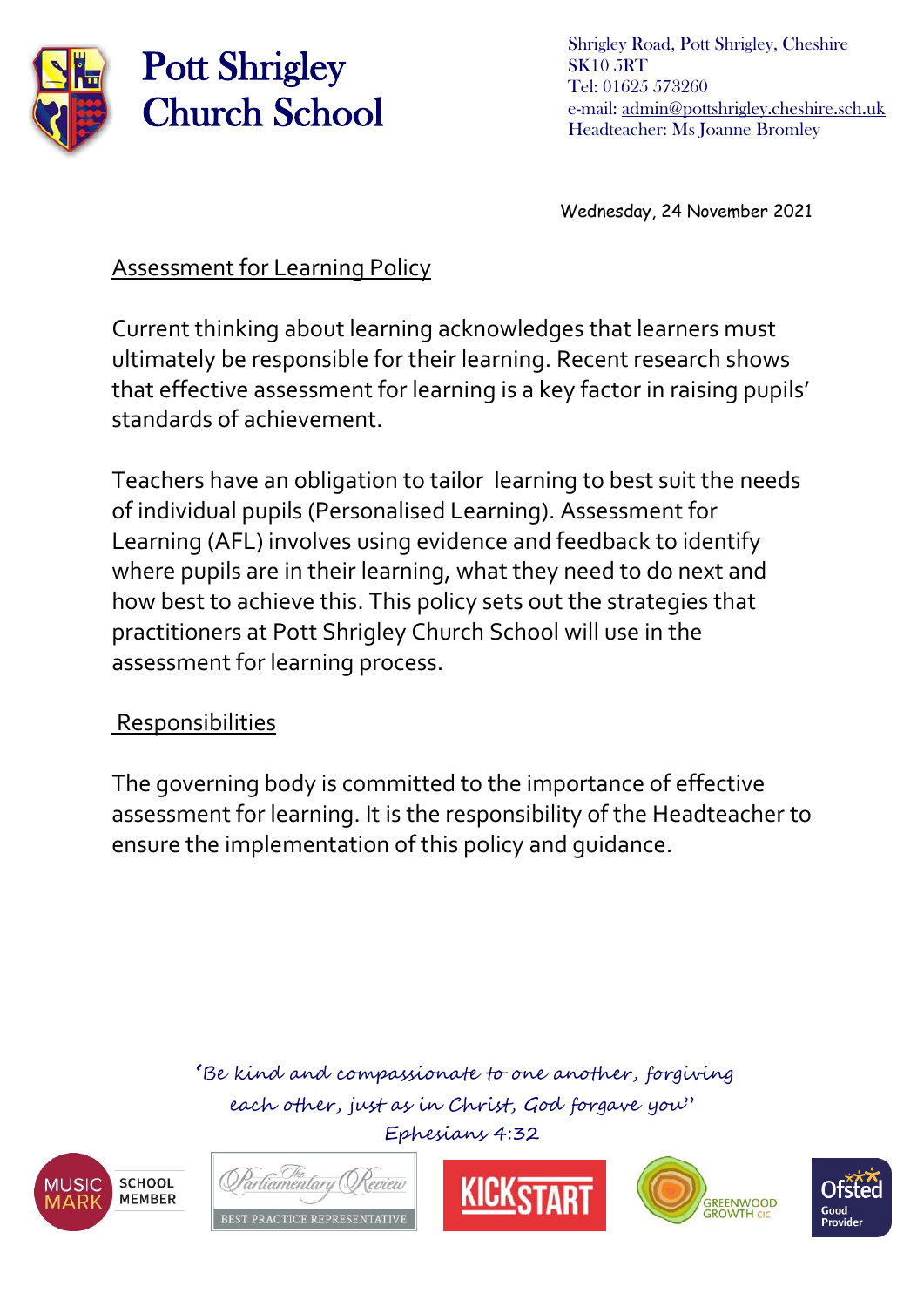# Pott Shrigley Church School

Shrigley Road, Pott Shrigley, Cheshire
SK10 5RT
Tel: 01625 573260
e-mail: admin@pottshrigley.cheshire.sch.uk
Headteacher: Ms Joanne Bromley

Wednesday, 24 November 2021

## Assessment for Learning Policy

Current thinking about learning acknowledges that learners must ultimately be responsible for their learning. Recent research shows that effective assessment for learning is a key factor in raising pupils' standards of achievement.

Teachers have an obligation to tailor learning to best suit the needs of individual pupils (Personalised Learning). Assessment for Learning (AFL) involves using evidence and feedback to identify where pupils are in their learning, what they need to do next and how best to achieve this. This policy sets out the strategies that practitioners at Pott Shrigley Church School will use in the assessment for learning process.

## Responsibilities

The governing body is committed to the importance of effective assessment for learning. It is the responsibility of the Headteacher to ensure the implementation of this policy and guidance.

*'Be kind and compassionate to one another, forgiving each other, just as in Christ, God forgave you'*
*Ephesians 4:32*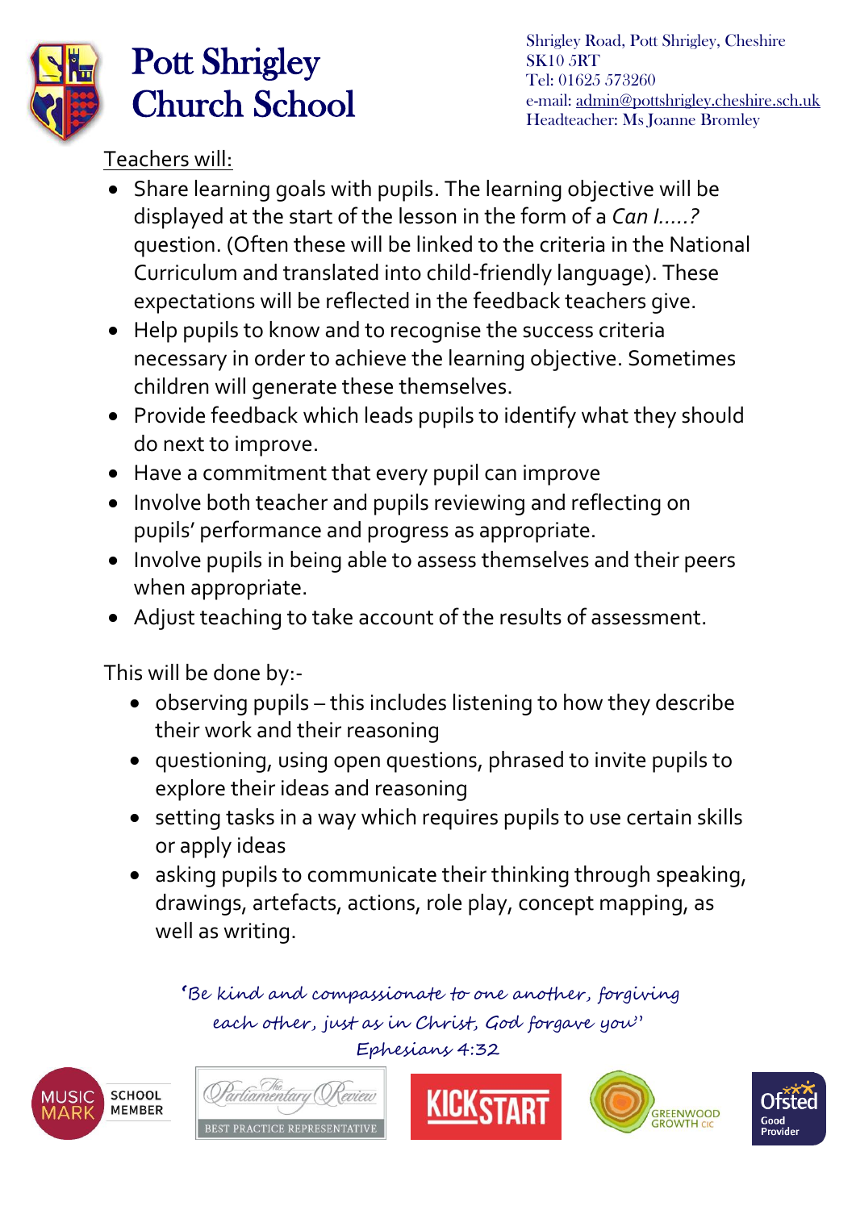Teachers will:

- Share learning goals with pupils. The learning objective will be displayed at the start of the lesson in the form of a *Can I.....?* question. (Often these will be linked to the criteria in the National Curriculum and translated into child-friendly language). These expectations will be reflected in the feedback teachers give.
- Help pupils to know and to recognise the success criteria necessary in order to achieve the learning objective. Sometimes children will generate these themselves.
- Provide feedback which leads pupils to identify what they should do next to improve.
- Have a commitment that every pupil can improve
- Involve both teacher and pupils reviewing and reflecting on pupils' performance and progress as appropriate.
- Involve pupils in being able to assess themselves and their peers when appropriate.
- Adjust teaching to take account of the results of assessment.

This will be done by:-

- observing pupils – this includes listening to how they describe their work and their reasoning
- questioning, using open questions, phrased to invite pupils to explore their ideas and reasoning
- setting tasks in a way which requires pupils to use certain skills or apply ideas
- asking pupils to communicate their thinking through speaking, drawings, artefacts, actions, role play, concept mapping, as well as writing.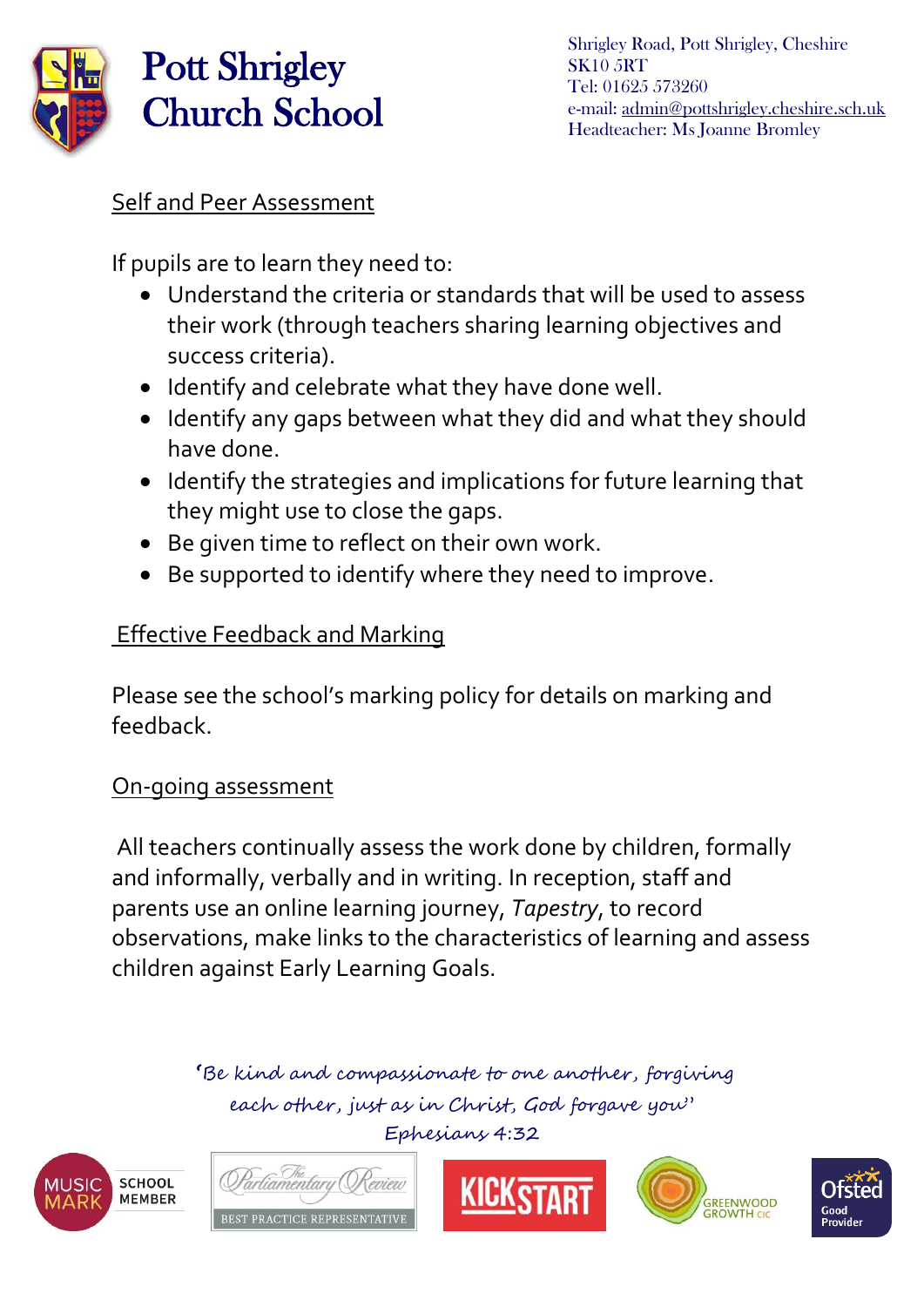## Self and Peer Assessment

If pupils are to learn they need to:

- Understand the criteria or standards that will be used to assess their work (through teachers sharing learning objectives and success criteria).
- Identify and celebrate what they have done well.
- Identify any gaps between what they did and what they should have done.
- Identify the strategies and implications for future learning that they might use to close the gaps.
- Be given time to reflect on their own work.
- Be supported to identify where they need to improve.

## Effective Feedback and Marking

Please see the school's marking policy for details on marking and feedback.

## On-going assessment

All teachers continually assess the work done by children, formally and informally, verbally and in writing. In reception, staff and parents use an online learning journey, *Tapestry*, to record observations, make links to the characteristics of learning and assess children against Early Learning Goals.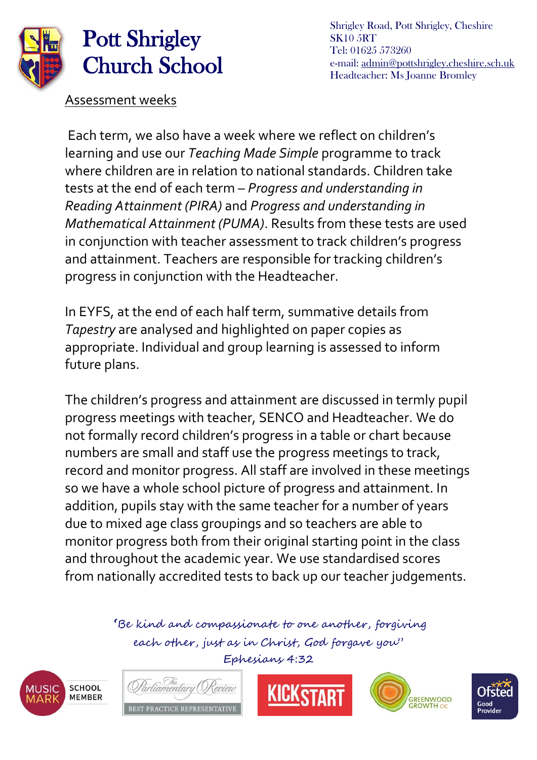## Assessment weeks

Each term, we also have a week where we reflect on children's learning and use our *Teaching Made Simple* programme to track where children are in relation to national standards. Children take tests at the end of each term – *Progress and understanding in Reading Attainment (PIRA)* and *Progress and understanding in Mathematical Attainment (PUMA)*. Results from these tests are used in conjunction with teacher assessment to track children's progress and attainment. Teachers are responsible for tracking children's progress in conjunction with the Headteacher.

In EYFS, at the end of each half term, summative details from *Tapestry* are analysed and highlighted on paper copies as appropriate. Individual and group learning is assessed to inform future plans.

The children's progress and attainment are discussed in termly pupil progress meetings with teacher, SENCO and Headteacher. We do not formally record children's progress in a table or chart because numbers are small and staff use the progress meetings to track, record and monitor progress. All staff are involved in these meetings so we have a whole school picture of progress and attainment. In addition, pupils stay with the same teacher for a number of years due to mixed age class groupings and so teachers are able to monitor progress both from their original starting point in the class and throughout the academic year. We use standardised scores from nationally accredited tests to back up our teacher judgements.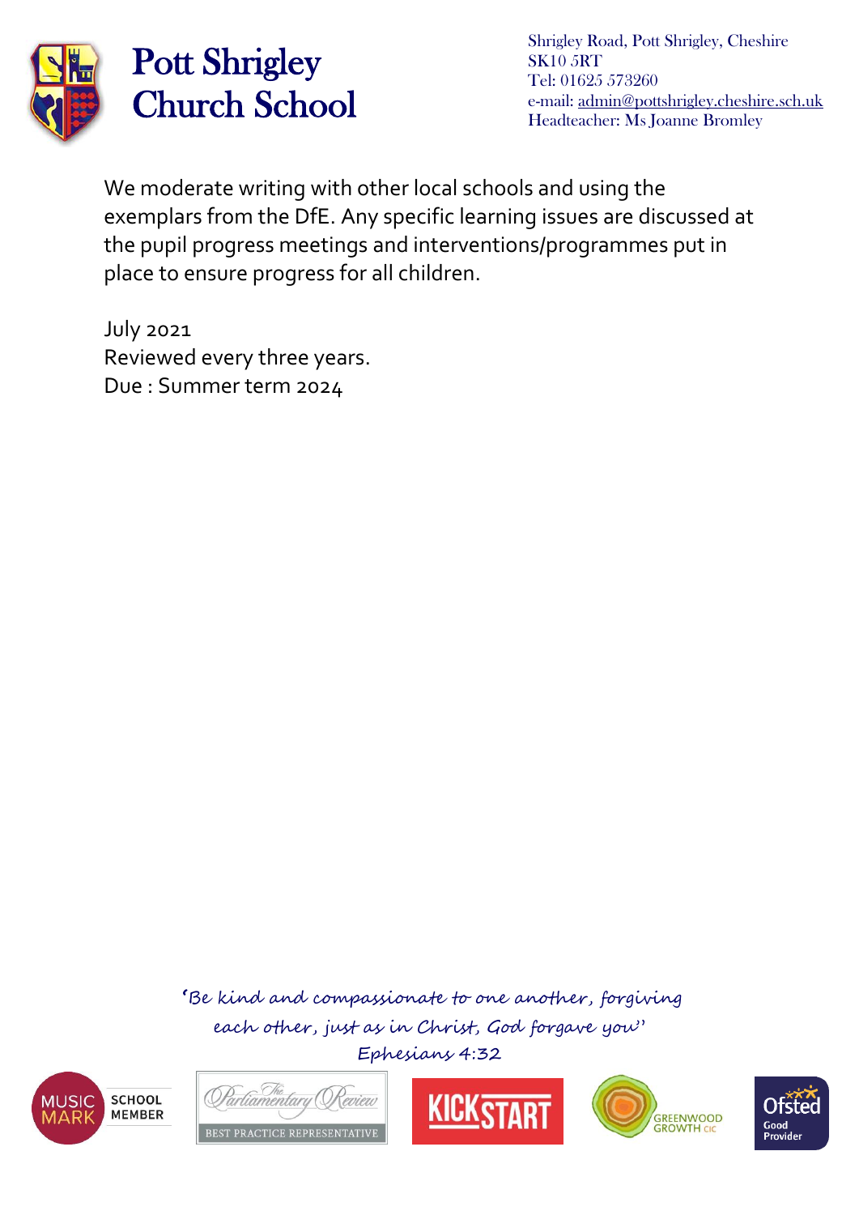We moderate writing with other local schools and using the exemplars from the DfE. Any specific learning issues are discussed at the pupil progress meetings and interventions/programmes put in place to ensure progress for all children.

July 2021
Reviewed every three years.
Due : Summer term 2024